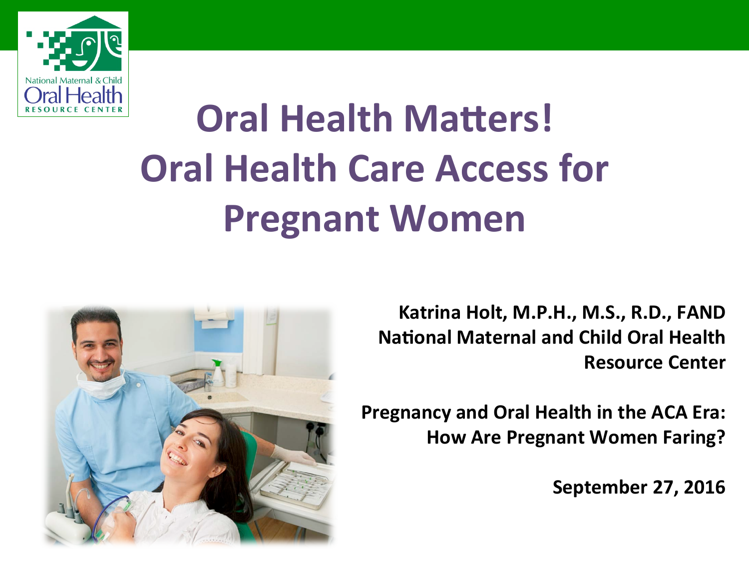National Maternal & Child Oral Health Resource Center

# Oral Health Matters! Oral Health Care Access for Pregnant Women

**Katrina Holt, M.P.H., M.S., R.D., FAND**
**National Maternal and Child Oral Health Resource Center**

**Pregnancy and Oral Health in the ACA Era: How Are Pregnant Women Faring?**

**September 27, 2016**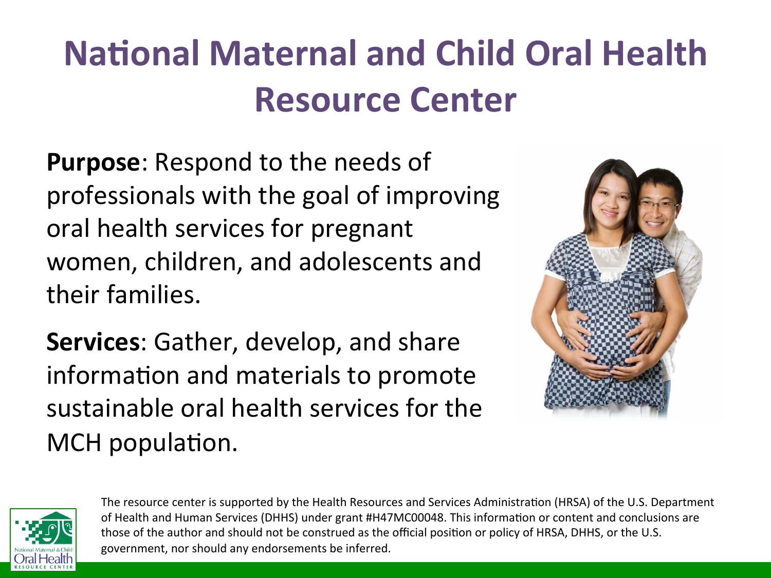# National Maternal and Child Oral Health Resource Center

**Purpose**: Respond to the needs of professionals with the goal of improving oral health services for pregnant women, children, and adolescents and their families.

**Services**: Gather, develop, and share information and materials to promote sustainable oral health services for the MCH population.

The resource center is supported by the Health Resources and Services Administration (HRSA) of the U.S. Department of Health and Human Services (DHHS) under grant #H47MC00048. This information or content and conclusions are those of the author and should not be construed as the official position or policy of HRSA, DHHS, or the U.S. government, nor should any endorsements be inferred.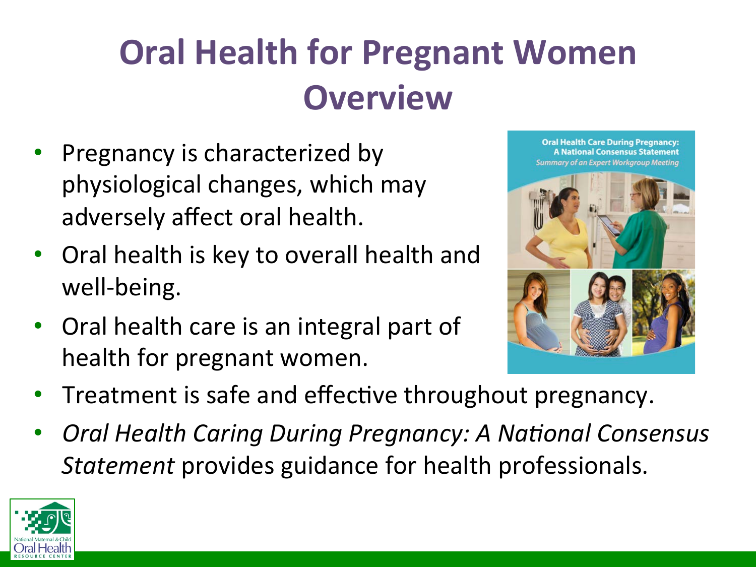# Oral Health for Pregnant Women Overview

- Pregnancy is characterized by physiological changes, which may adversely affect oral health.
- Oral health is key to overall health and well-being.
- Oral health care is an integral part of health for pregnant women.
- Treatment is safe and effective throughout pregnancy.
- *Oral Health Caring During Pregnancy: A National Consensus Statement* provides guidance for health professionals.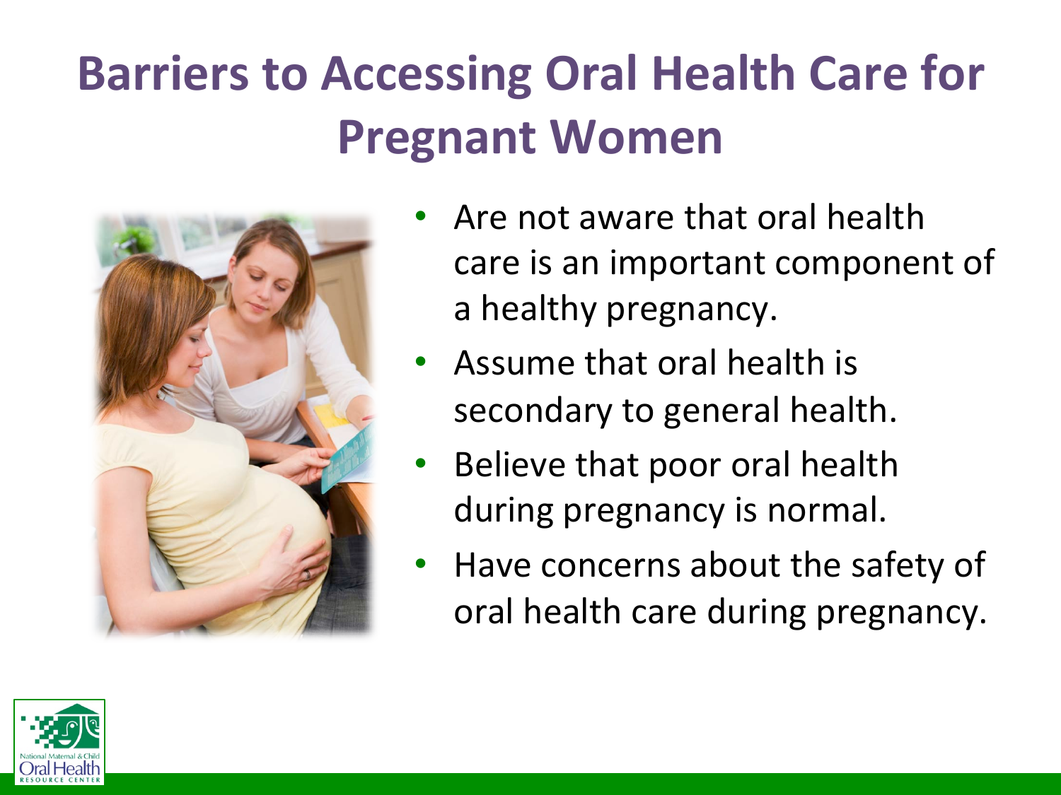# Barriers to Accessing Oral Health Care for Pregnant Women

- Are not aware that oral health care is an important component of a healthy pregnancy.
- Assume that oral health is secondary to general health.
- Believe that poor oral health during pregnancy is normal.
- Have concerns about the safety of oral health care during pregnancy.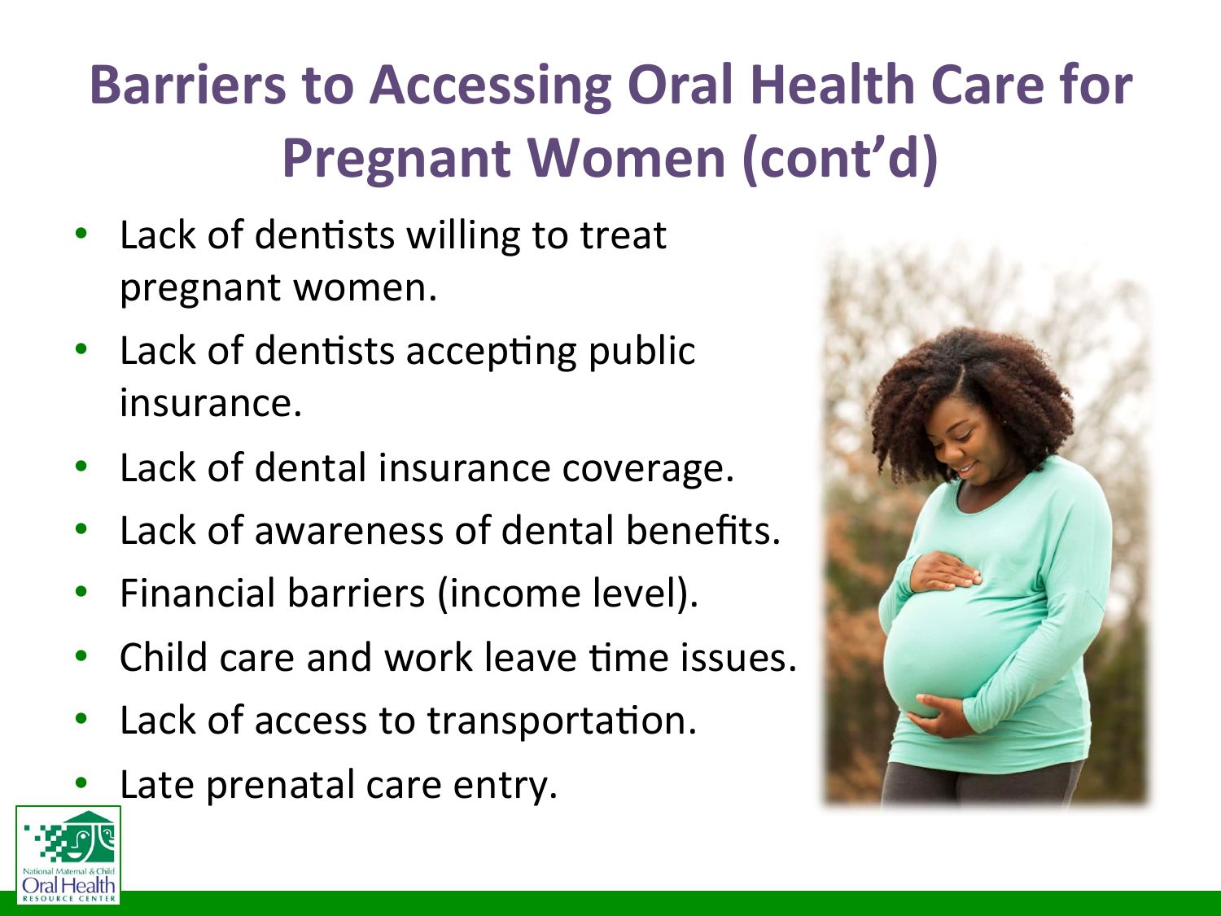# Barriers to Accessing Oral Health Care for Pregnant Women (cont'd)

- Lack of dentists willing to treat pregnant women.
- Lack of dentists accepting public insurance.
- Lack of dental insurance coverage.
- Lack of awareness of dental benefits.
- Financial barriers (income level).
- Child care and work leave time issues.
- Lack of access to transportation.
- Late prenatal care entry.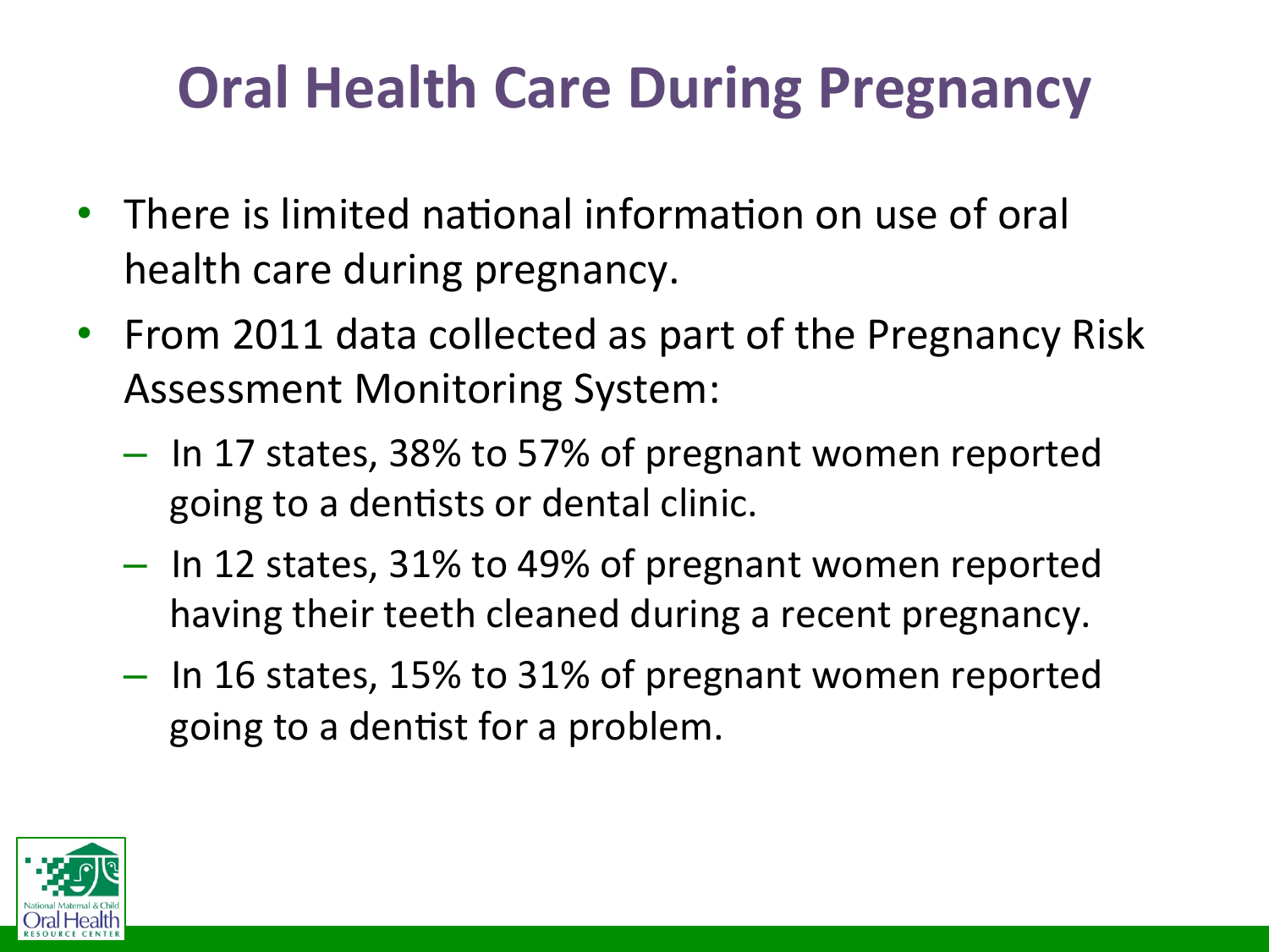# Oral Health Care During Pregnancy

- There is limited national information on use of oral health care during pregnancy.
- From 2011 data collected as part of the Pregnancy Risk Assessment Monitoring System:
  - In 17 states, 38% to 57% of pregnant women reported going to a dentists or dental clinic.
  - In 12 states, 31% to 49% of pregnant women reported having their teeth cleaned during a recent pregnancy.
  - In 16 states, 15% to 31% of pregnant women reported going to a dentist for a problem.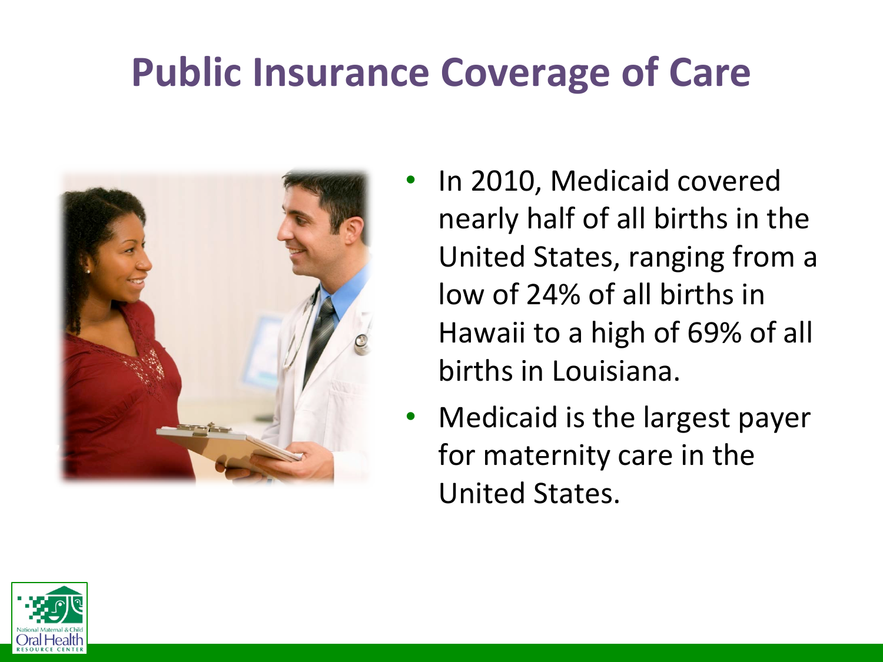# Public Insurance Coverage of Care

- In 2010, Medicaid covered nearly half of all births in the United States, ranging from a low of 24% of all births in Hawaii to a high of 69% of all births in Louisiana.
- Medicaid is the largest payer for maternity care in the United States.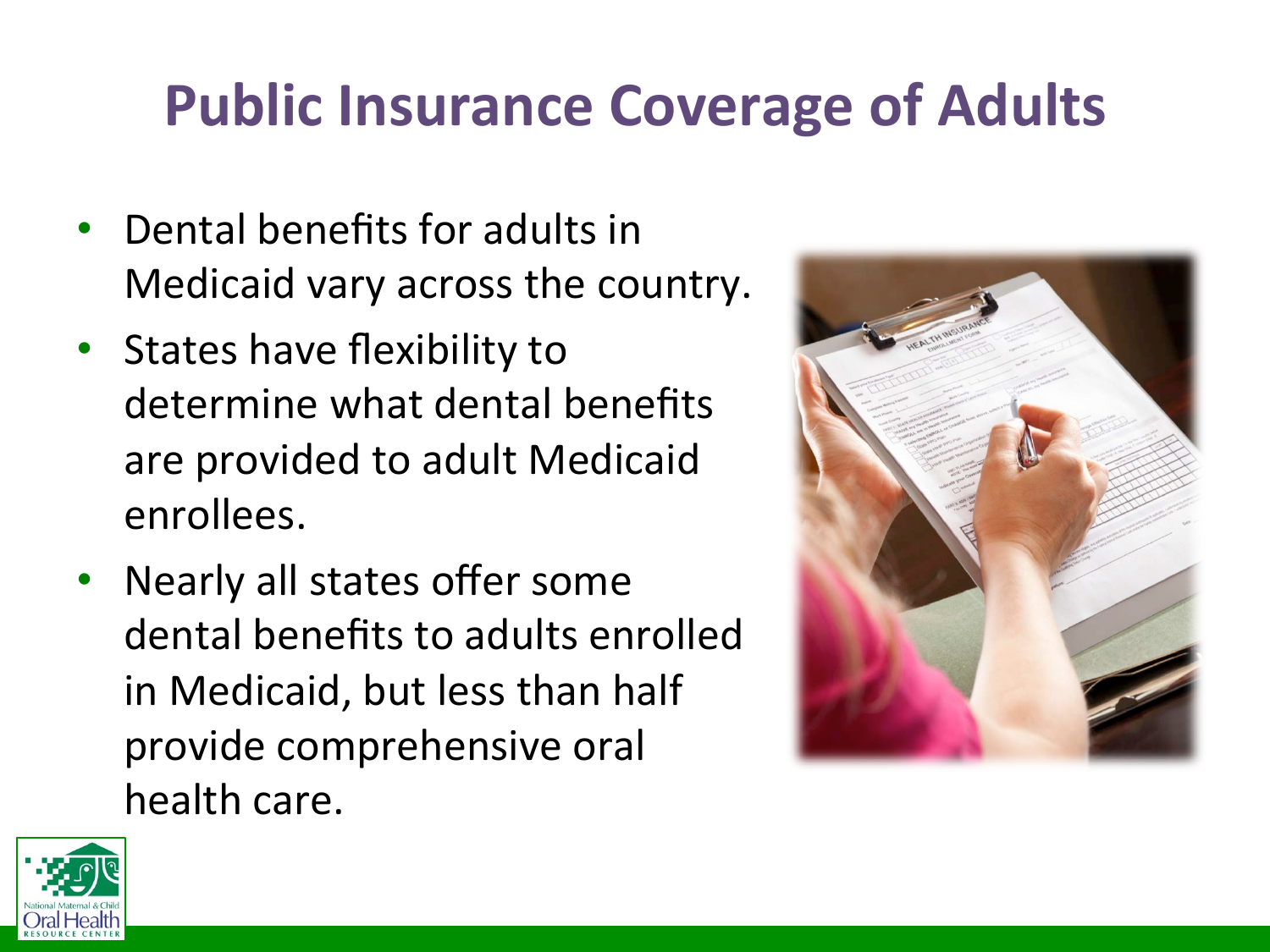# Public Insurance Coverage of Adults

- Dental benefits for adults in Medicaid vary across the country.
- States have flexibility to determine what dental benefits are provided to adult Medicaid enrollees.
- Nearly all states offer some dental benefits to adults enrolled in Medicaid, but less than half provide comprehensive oral health care.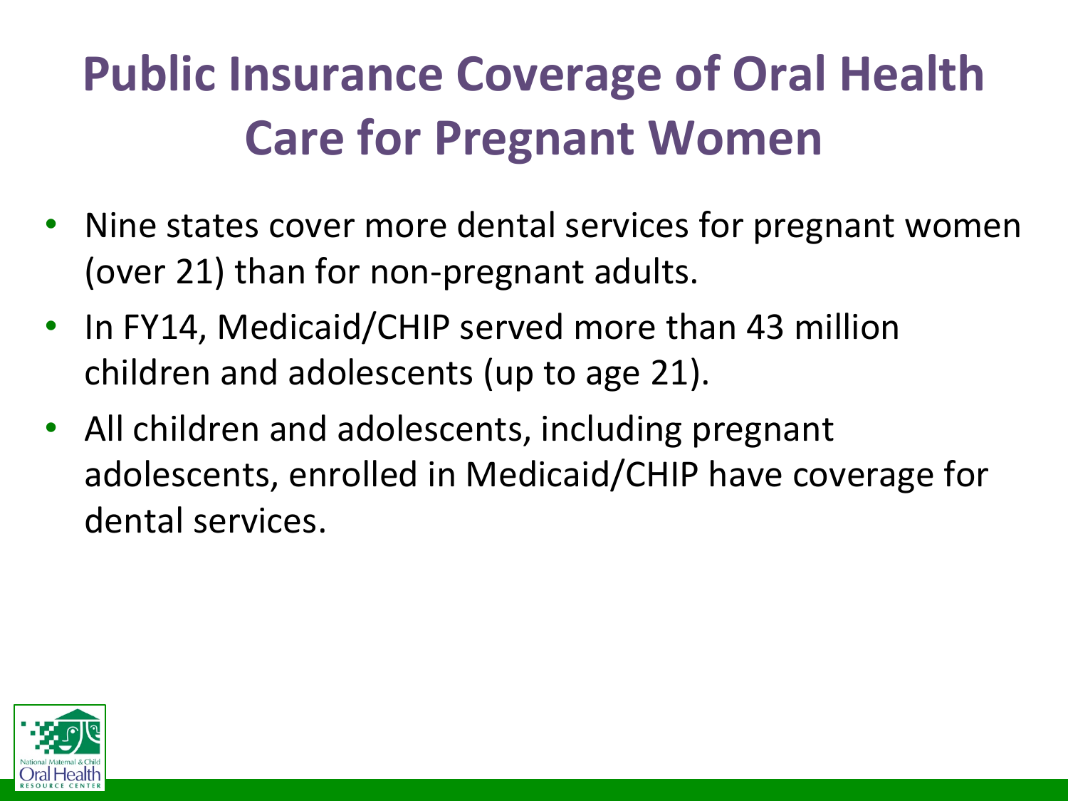# Public Insurance Coverage of Oral Health Care for Pregnant Women

- Nine states cover more dental services for pregnant women (over 21) than for non-pregnant adults.
- In FY14, Medicaid/CHIP served more than 43 million children and adolescents (up to age 21).
- All children and adolescents, including pregnant adolescents, enrolled in Medicaid/CHIP have coverage for dental services.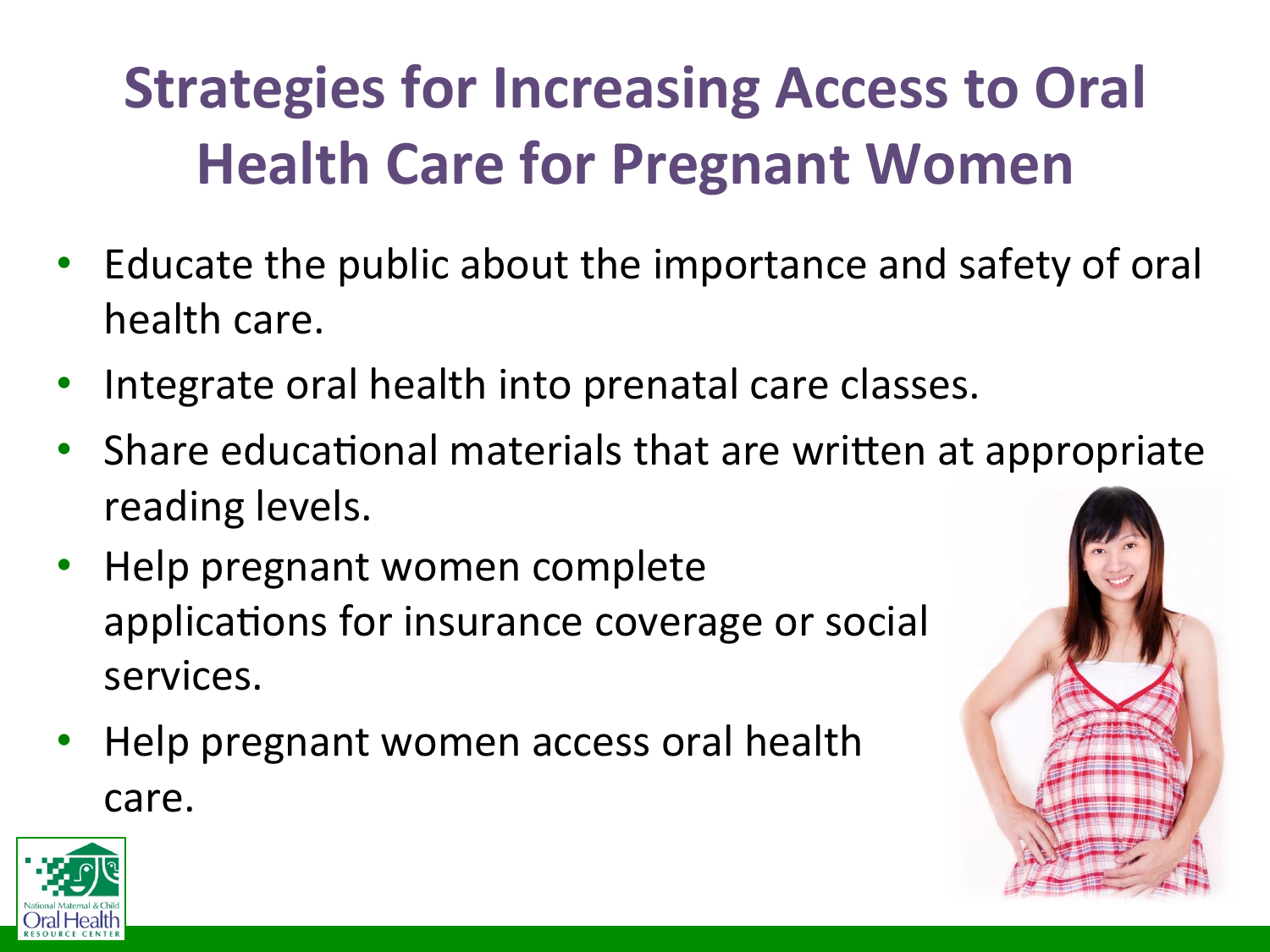# Strategies for Increasing Access to Oral Health Care for Pregnant Women

- Educate the public about the importance and safety of oral health care.
- Integrate oral health into prenatal care classes.
- Share educational materials that are written at appropriate reading levels.
- Help pregnant women complete applications for insurance coverage or social services.
- Help pregnant women access oral health care.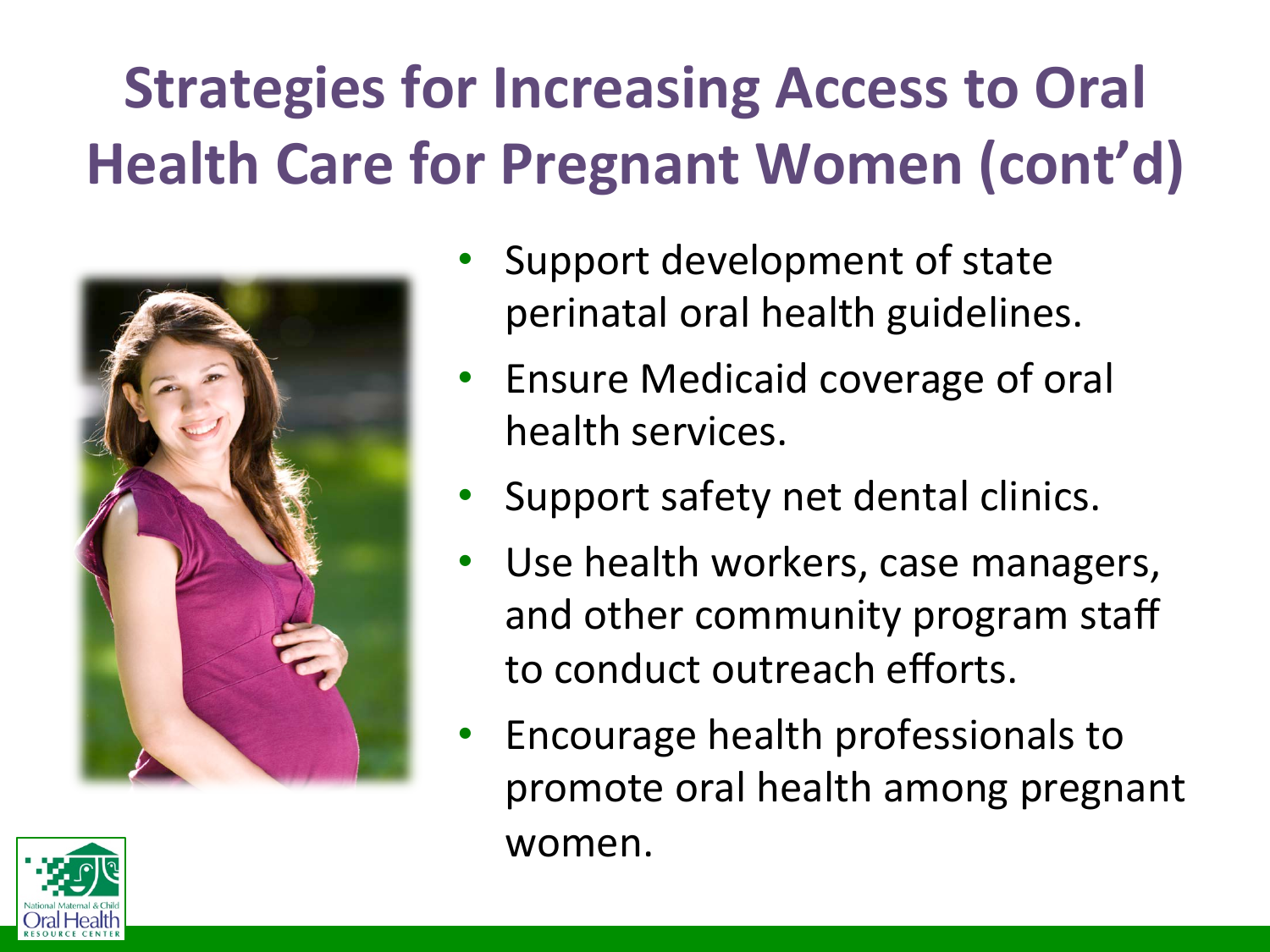# Strategies for Increasing Access to Oral Health Care for Pregnant Women (cont'd)

- Support development of state perinatal oral health guidelines.
- Ensure Medicaid coverage of oral health services.
- Support safety net dental clinics.
- Use health workers, case managers, and other community program staff to conduct outreach efforts.
- Encourage health professionals to promote oral health among pregnant women.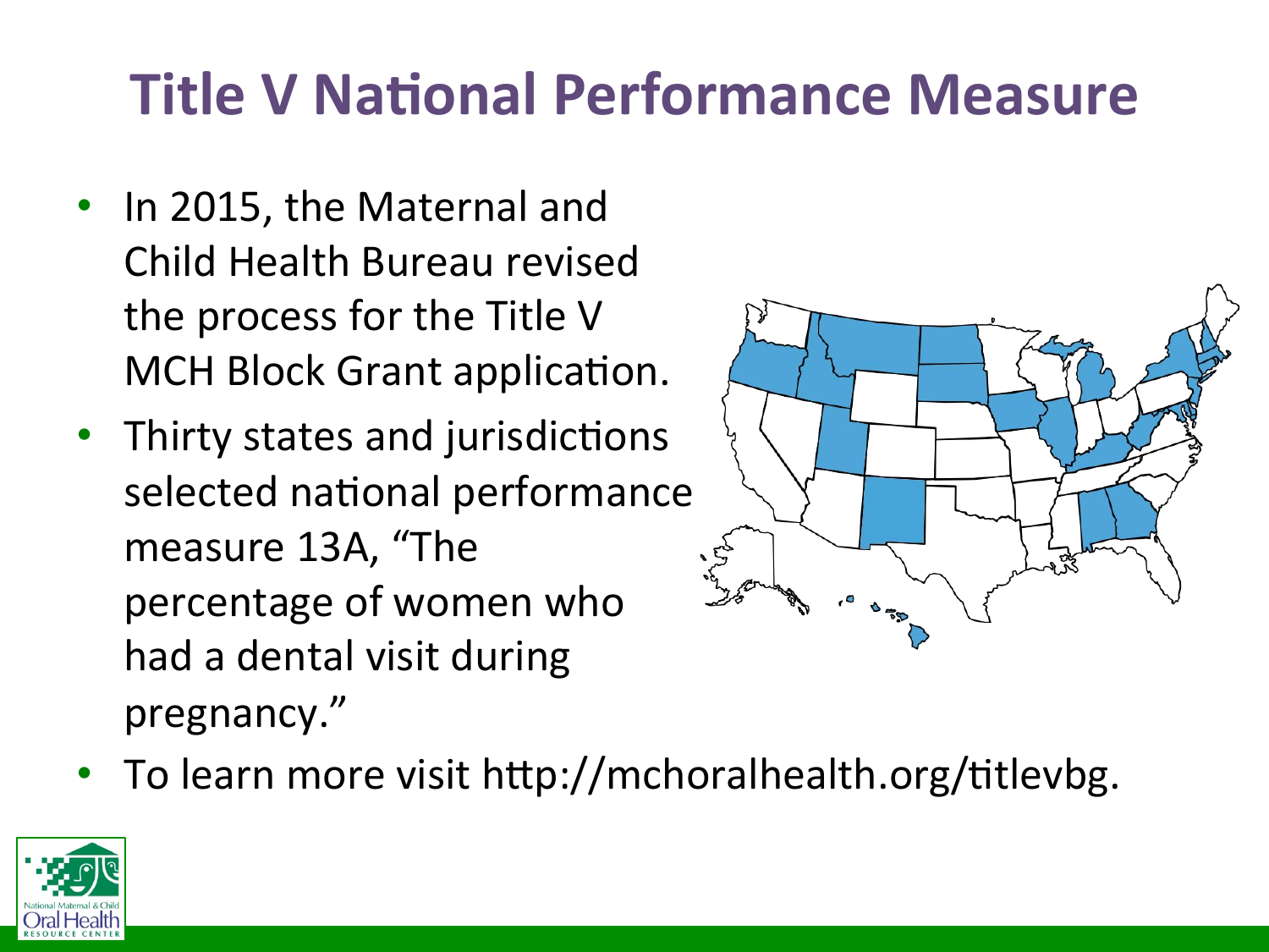# Title V National Performance Measure

- In 2015, the Maternal and Child Health Bureau revised the process for the Title V MCH Block Grant application.
- Thirty states and jurisdictions selected national performance measure 13A, "The percentage of women who had a dental visit during pregnancy."
- To learn more visit http://mchoralhealth.org/titlevbg.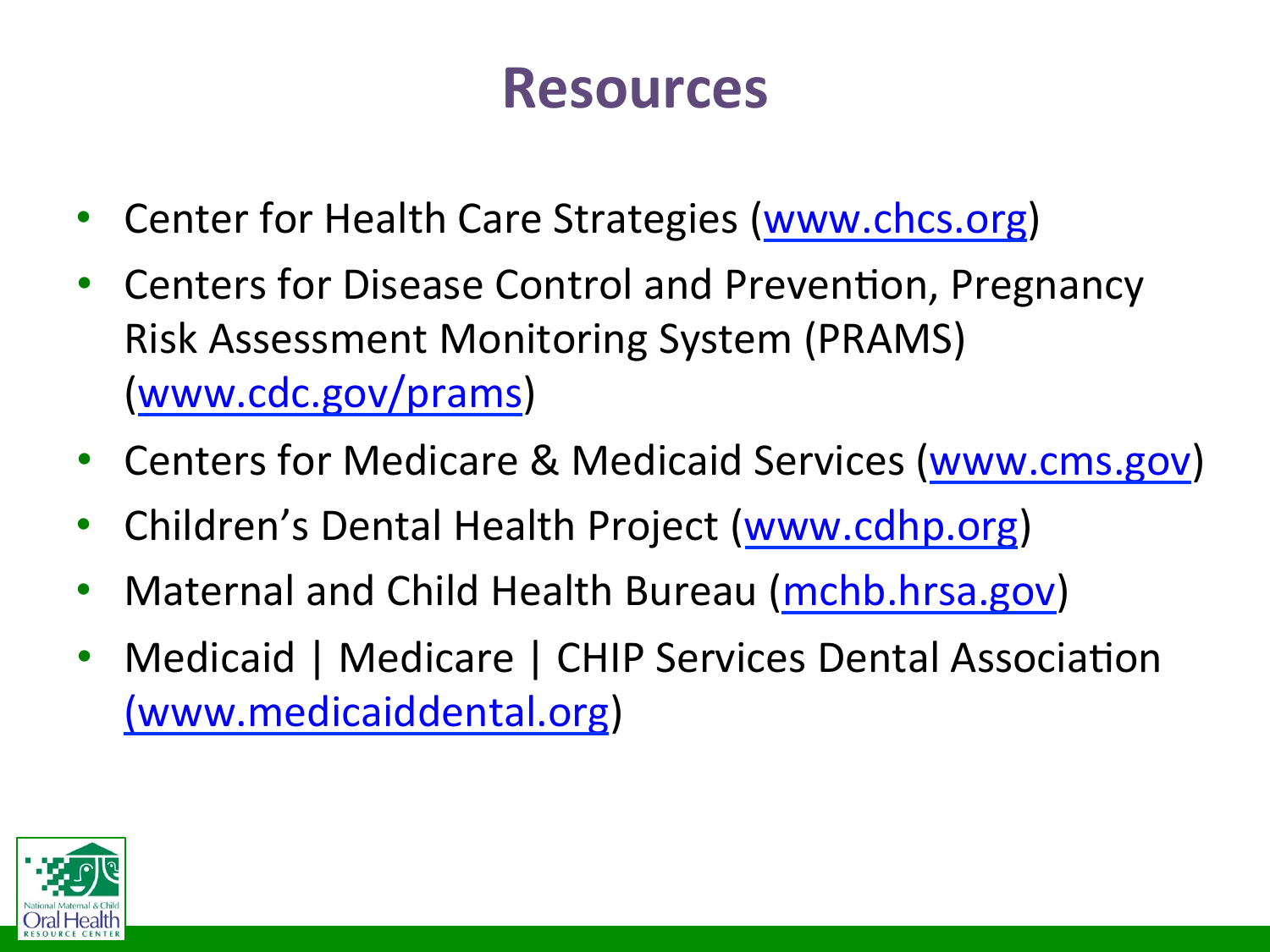# Resources

- Center for Health Care Strategies (www.chcs.org)
- Centers for Disease Control and Prevention, Pregnancy Risk Assessment Monitoring System (PRAMS) (www.cdc.gov/prams)
- Centers for Medicare & Medicaid Services (www.cms.gov)
- Children's Dental Health Project (www.cdhp.org)
- Maternal and Child Health Bureau (mchb.hrsa.gov)
- Medicaid | Medicare | CHIP Services Dental Association (www.medicaiddental.org)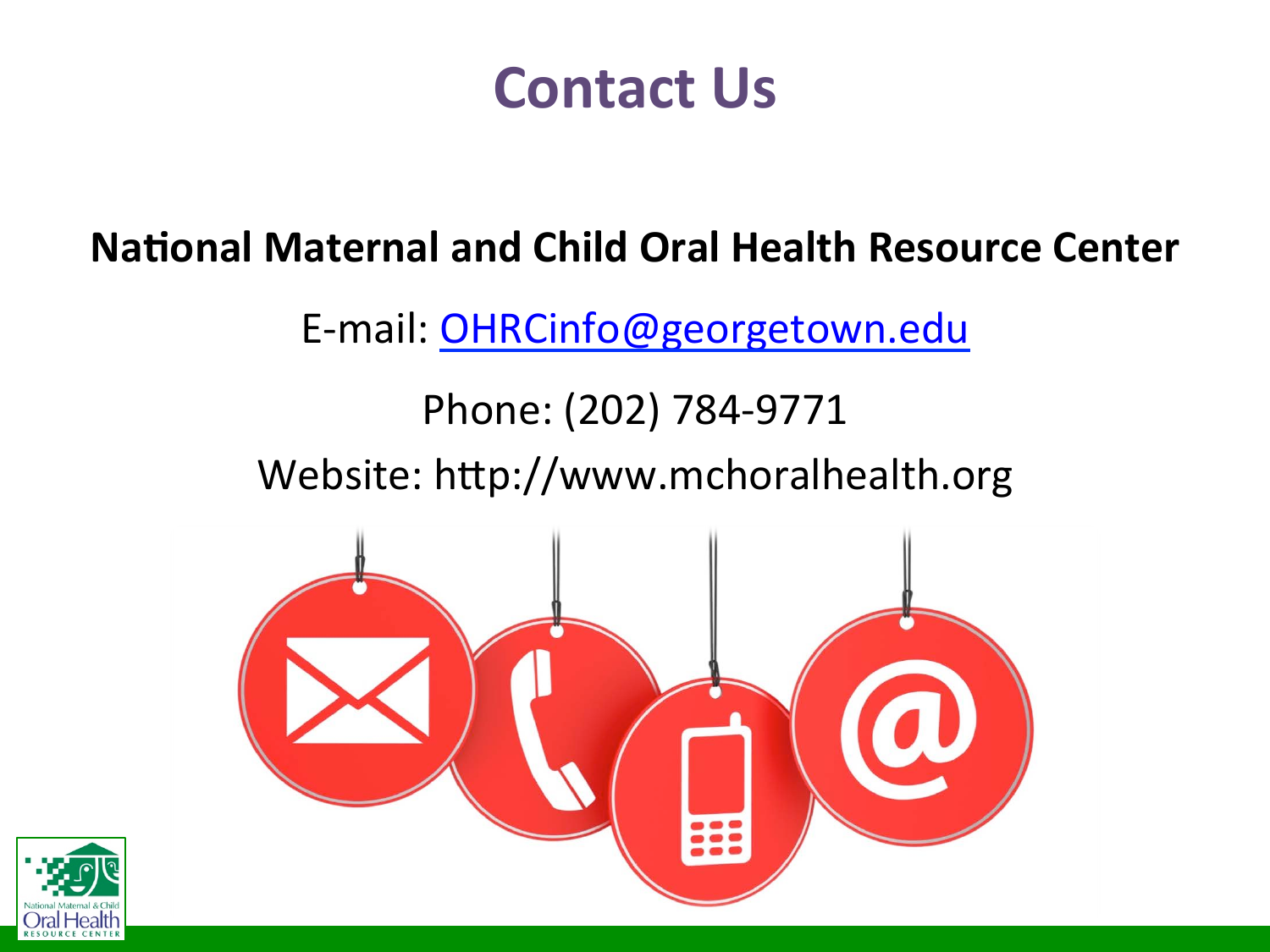# Contact Us

**National Maternal and Child Oral Health Resource Center**

E-mail: [OHRCinfo@georgetown.edu](mailto:OHRCinfo@georgetown.edu)

Phone: (202) 784-9771

Website: http://www.mchoralhealth.org